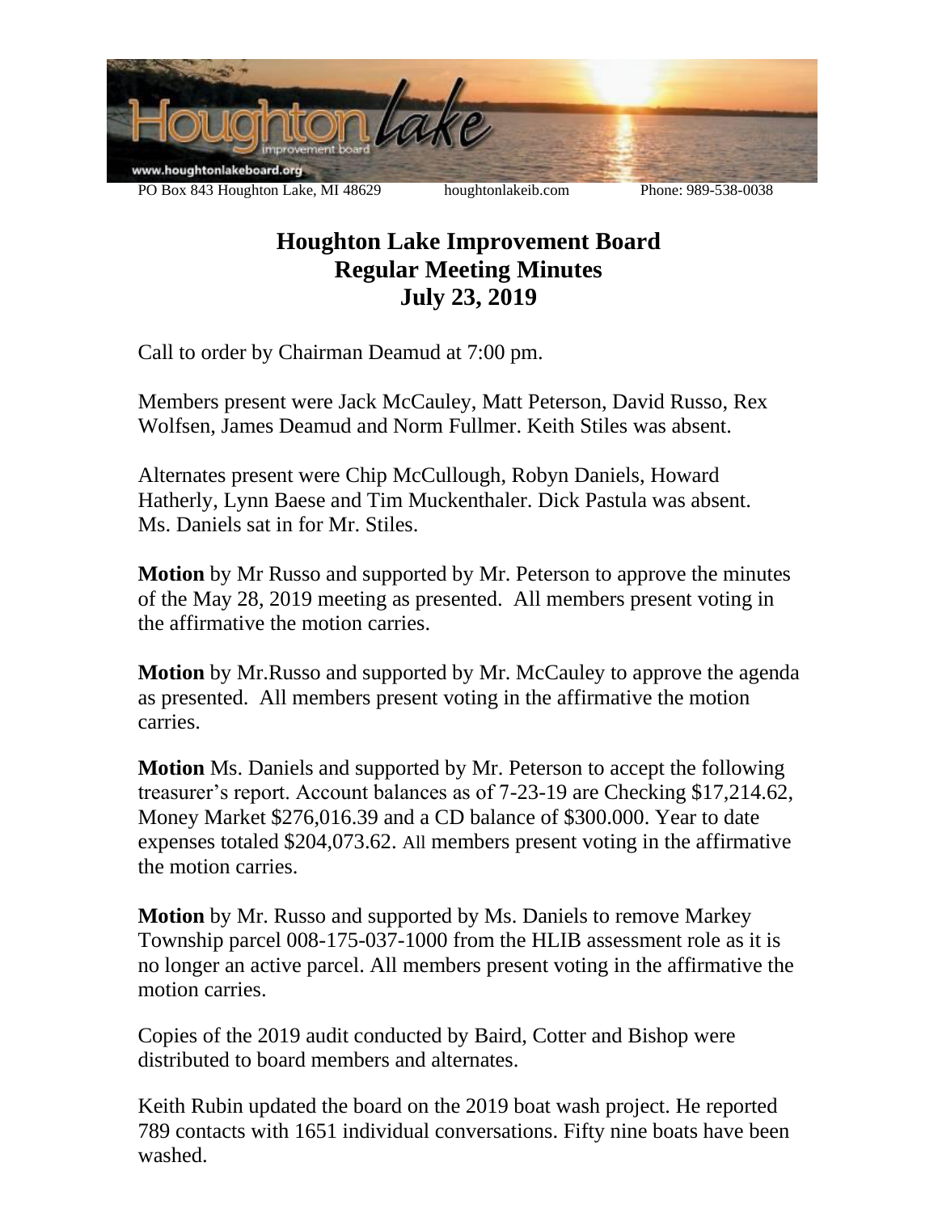PO Box 843 Houghton Lake, MI 48629 houghtonlakeib.com Phone: 989-538-0038

# Houghton Lake Improvement Board
## Regular Meeting Minutes
## July 23, 2019

Call to order by Chairman Deamud at 7:00 pm.

Members present were Jack McCauley, Matt Peterson, David Russo, Rex Wolfsen, James Deamud and Norm Fullmer. Keith Stiles was absent.

Alternates present were Chip McCullough, Robyn Daniels, Howard Hatherly, Lynn Baese and Tim Muckenthaler. Dick Pastula was absent. Ms. Daniels sat in for Mr. Stiles.

**Motion** by Mr Russo and supported by Mr. Peterson to approve the minutes of the May 28, 2019 meeting as presented. All members present voting in the affirmative the motion carries.

**Motion** by Mr.Russo and supported by Mr. McCauley to approve the agenda as presented. All members present voting in the affirmative the motion carries.

**Motion** Ms. Daniels and supported by Mr. Peterson to accept the following treasurer's report. Account balances as of 7-23-19 are Checking $17,214.62, Money Market $276,016.39 and a CD balance of $300.000. Year to date expenses totaled $204,073.62. All members present voting in the affirmative the motion carries.

**Motion** by Mr. Russo and supported by Ms. Daniels to remove Markey Township parcel 008-175-037-1000 from the HLIB assessment role as it is no longer an active parcel. All members present voting in the affirmative the motion carries.

Copies of the 2019 audit conducted by Baird, Cotter and Bishop were distributed to board members and alternates.

Keith Rubin updated the board on the 2019 boat wash project. He reported 789 contacts with 1651 individual conversations. Fifty nine boats have been washed.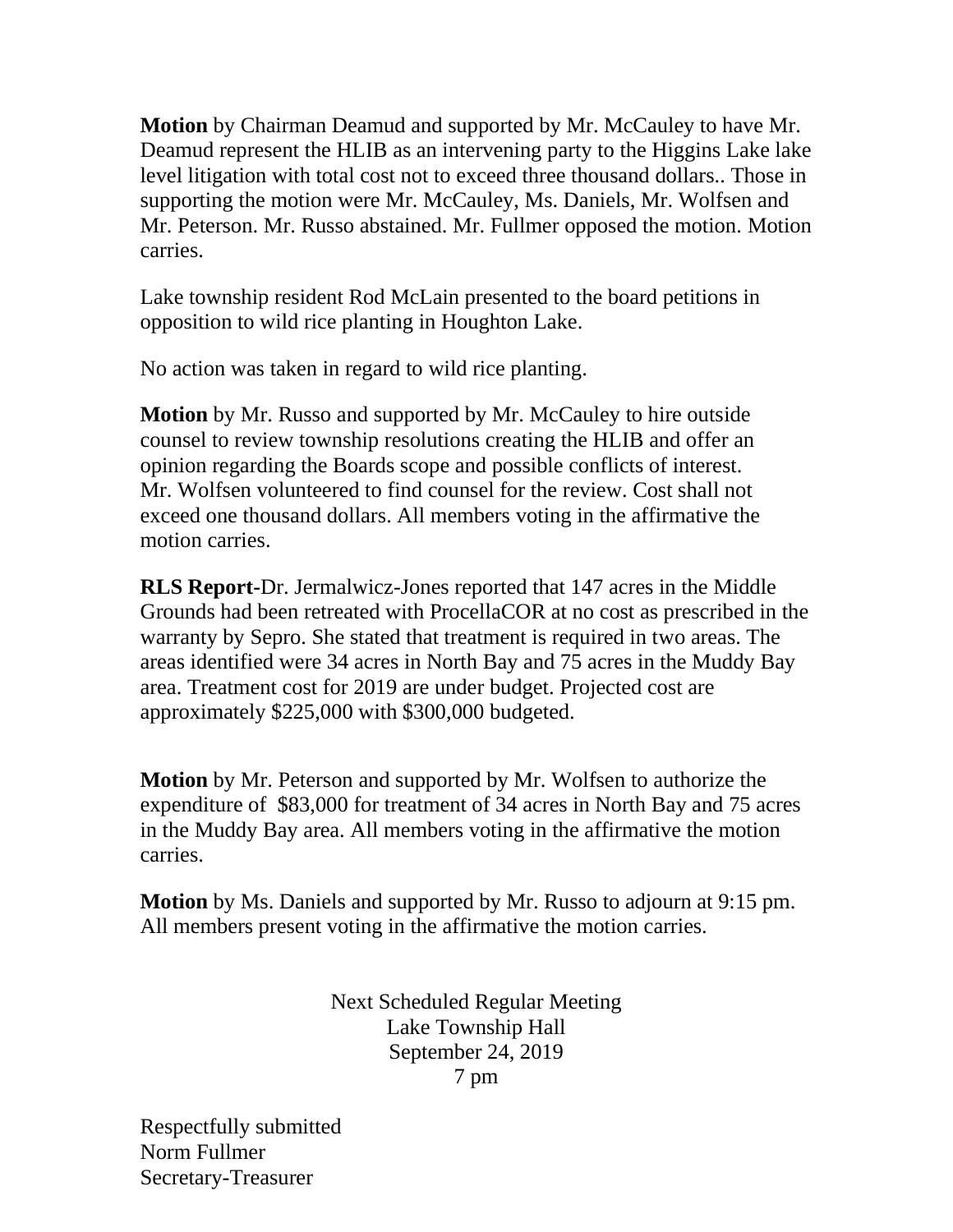**Motion** by Chairman Deamud and supported by Mr. McCauley to have Mr. Deamud represent the HLIB as an intervening party to the Higgins Lake lake level litigation with total cost not to exceed three thousand dollars.. Those in supporting the motion were Mr. McCauley, Ms. Daniels, Mr. Wolfsen and Mr. Peterson. Mr. Russo abstained. Mr. Fullmer opposed the motion. Motion carries.

Lake township resident Rod McLain presented to the board petitions in opposition to wild rice planting in Houghton Lake.

No action was taken in regard to wild rice planting.

**Motion** by Mr. Russo and supported by Mr. McCauley to hire outside counsel to review township resolutions creating the HLIB and offer an opinion regarding the Boards scope and possible conflicts of interest. Mr. Wolfsen volunteered to find counsel for the review. Cost shall not exceed one thousand dollars. All members voting in the affirmative the motion carries.

**RLS Report-**Dr. Jermalwicz-Jones reported that 147 acres in the Middle Grounds had been retreated with ProcellaCOR at no cost as prescribed in the warranty by Sepro. She stated that treatment is required in two areas. The areas identified were 34 acres in North Bay and 75 acres in the Muddy Bay area. Treatment cost for 2019 are under budget. Projected cost are approximately $225,000 with $300,000 budgeted.

**Motion** by Mr. Peterson and supported by Mr. Wolfsen to authorize the expenditure of $83,000 for treatment of 34 acres in North Bay and 75 acres in the Muddy Bay area. All members voting in the affirmative the motion carries.

**Motion** by Ms. Daniels and supported by Mr. Russo to adjourn at 9:15 pm. All members present voting in the affirmative the motion carries.

Next Scheduled Regular Meeting
Lake Township Hall
September 24, 2019
7 pm

Respectfully submitted
Norm Fullmer
Secretary-Treasurer